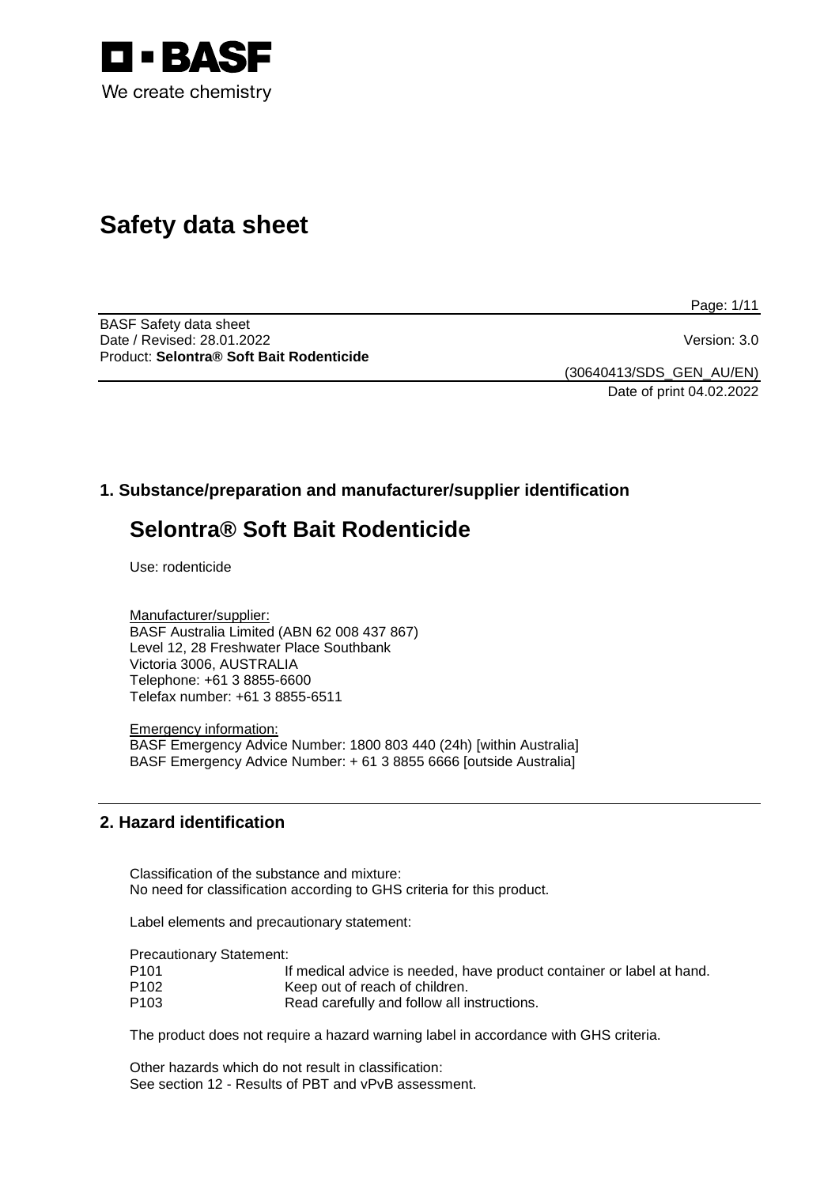# Safety data sheet

BASF Safety data sheet
Date / Revised: 28.01.2022 Version: 3.0
Product: **Selontra® Soft Bait Rodenticide**

(30640413/SDS_GEN_AU/EN)
Date of print 04.02.2022

## 1. Substance/preparation and manufacturer/supplier identification

# Selontra® Soft Bait Rodenticide

Use: rodenticide

Manufacturer/supplier:
BASF Australia Limited (ABN 62 008 437 867)
Level 12, 28 Freshwater Place Southbank
Victoria 3006, AUSTRALIA
Telephone: +61 3 8855-6600
Telefax number: +61 3 8855-6511

Emergency information:
BASF Emergency Advice Number: 1800 803 440 (24h) [within Australia]
BASF Emergency Advice Number: + 61 3 8855 6666 [outside Australia]

## 2. Hazard identification

Classification of the substance and mixture:
No need for classification according to GHS criteria for this product.

Label elements and precautionary statement:

Precautionary Statement:

| | |
|---|---|
| P101 | If medical advice is needed, have product container or label at hand. |
| P102 | Keep out of reach of children. |
| P103 | Read carefully and follow all instructions. |

The product does not require a hazard warning label in accordance with GHS criteria.

Other hazards which do not result in classification:
See section 12 - Results of PBT and vPvB assessment.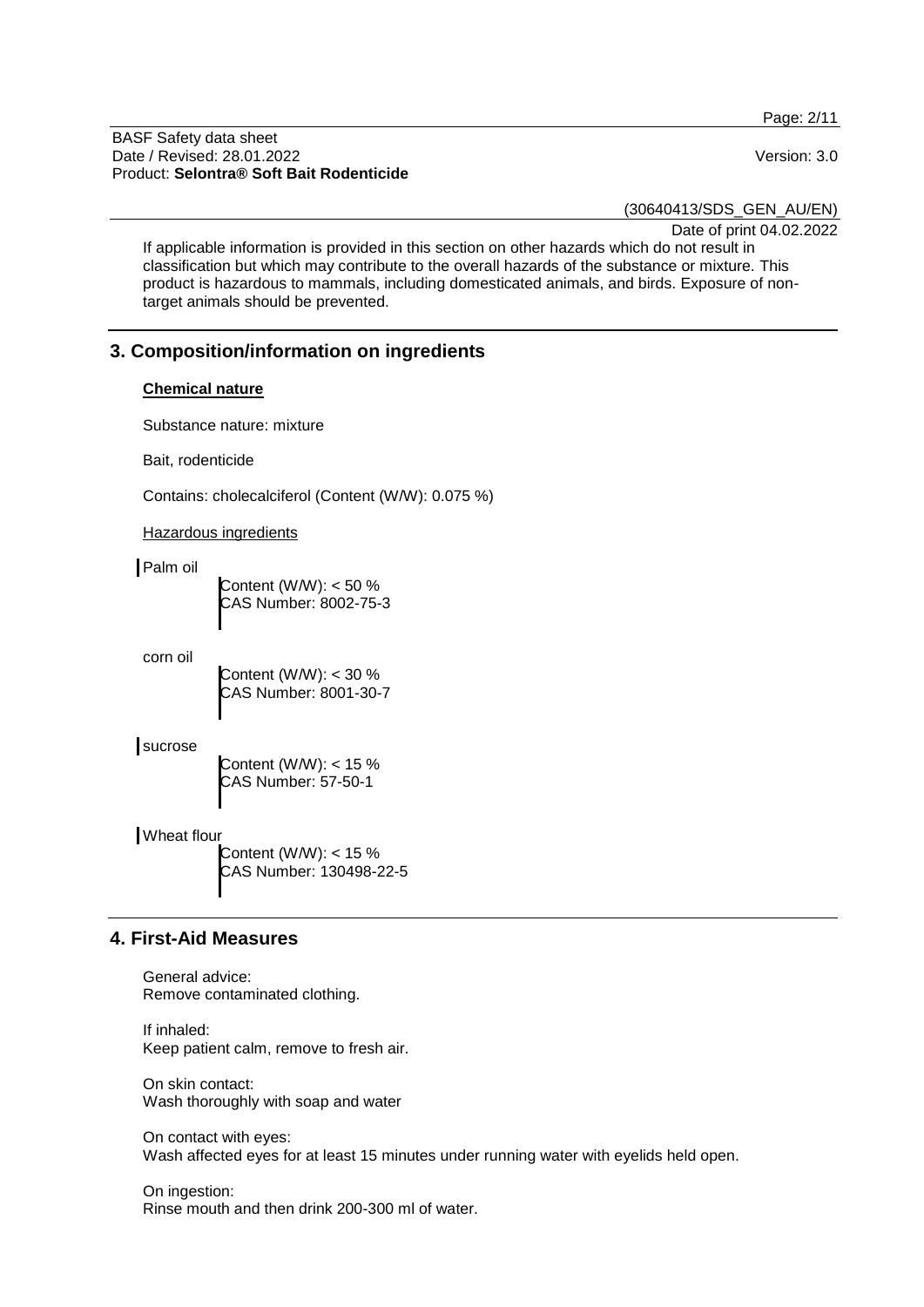If applicable information is provided in this section on other hazards which do not result in classification but which may contribute to the overall hazards of the substance or mixture. This product is hazardous to mammals, including domesticated animals, and birds. Exposure of non-target animals should be prevented.

## 3. Composition/information on ingredients

**Chemical nature**

Substance nature: mixture

Bait, rodenticide

Contains: cholecalciferol (Content (W/W): 0.075 %)

Hazardous ingredients

Palm oil
Content (W/W): < 50 %
CAS Number: 8002-75-3

corn oil
Content (W/W): < 30 %
CAS Number: 8001-30-7

sucrose
Content (W/W): < 15 %
CAS Number: 57-50-1

Wheat flour
Content (W/W): < 15 %
CAS Number: 130498-22-5

## 4. First-Aid Measures

General advice:
Remove contaminated clothing.

If inhaled:
Keep patient calm, remove to fresh air.

On skin contact:
Wash thoroughly with soap and water

On contact with eyes:
Wash affected eyes for at least 15 minutes under running water with eyelids held open.

On ingestion:
Rinse mouth and then drink 200-300 ml of water.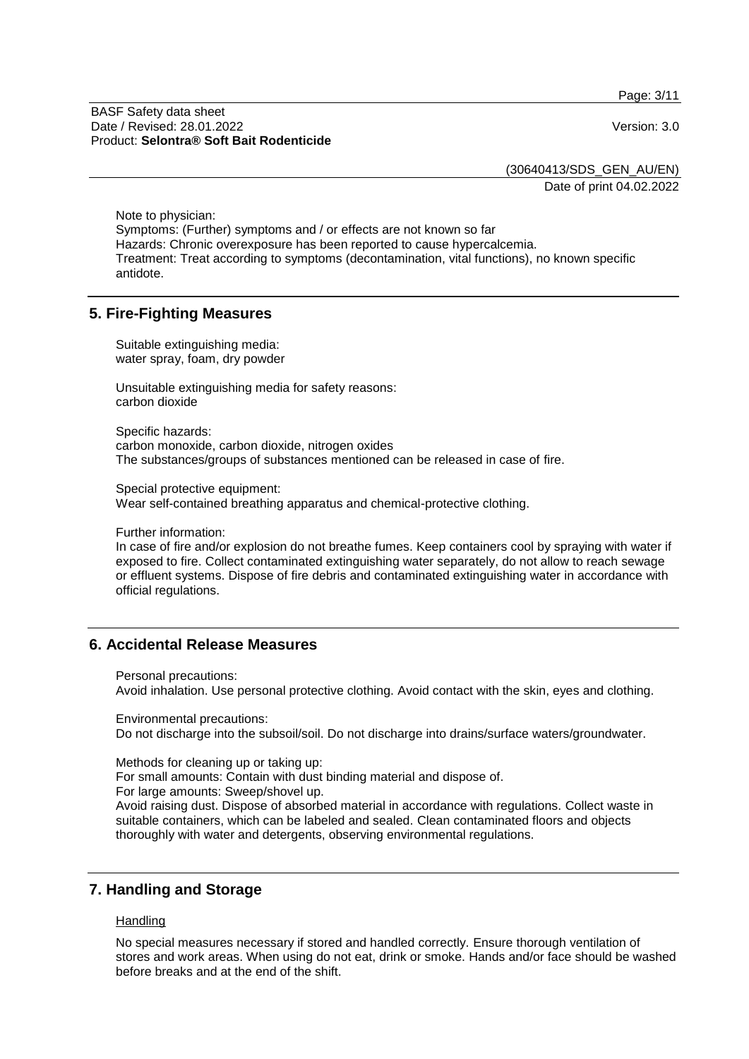Note to physician:
Symptoms: (Further) symptoms and / or effects are not known so far
Hazards: Chronic overexposure has been reported to cause hypercalcemia.
Treatment: Treat according to symptoms (decontamination, vital functions), no known specific antidote.

## 5. Fire-Fighting Measures

Suitable extinguishing media:
water spray, foam, dry powder

Unsuitable extinguishing media for safety reasons:
carbon dioxide

Specific hazards:
carbon monoxide, carbon dioxide, nitrogen oxides
The substances/groups of substances mentioned can be released in case of fire.

Special protective equipment:
Wear self-contained breathing apparatus and chemical-protective clothing.

Further information:
In case of fire and/or explosion do not breathe fumes. Keep containers cool by spraying with water if exposed to fire. Collect contaminated extinguishing water separately, do not allow to reach sewage or effluent systems. Dispose of fire debris and contaminated extinguishing water in accordance with official regulations.

## 6. Accidental Release Measures

Personal precautions:
Avoid inhalation. Use personal protective clothing. Avoid contact with the skin, eyes and clothing.

Environmental precautions:
Do not discharge into the subsoil/soil. Do not discharge into drains/surface waters/groundwater.

Methods for cleaning up or taking up:
For small amounts: Contain with dust binding material and dispose of.
For large amounts: Sweep/shovel up.
Avoid raising dust. Dispose of absorbed material in accordance with regulations. Collect waste in suitable containers, which can be labeled and sealed. Clean contaminated floors and objects thoroughly with water and detergents, observing environmental regulations.

## 7. Handling and Storage

### Handling

No special measures necessary if stored and handled correctly. Ensure thorough ventilation of stores and work areas. When using do not eat, drink or smoke. Hands and/or face should be washed before breaks and at the end of the shift.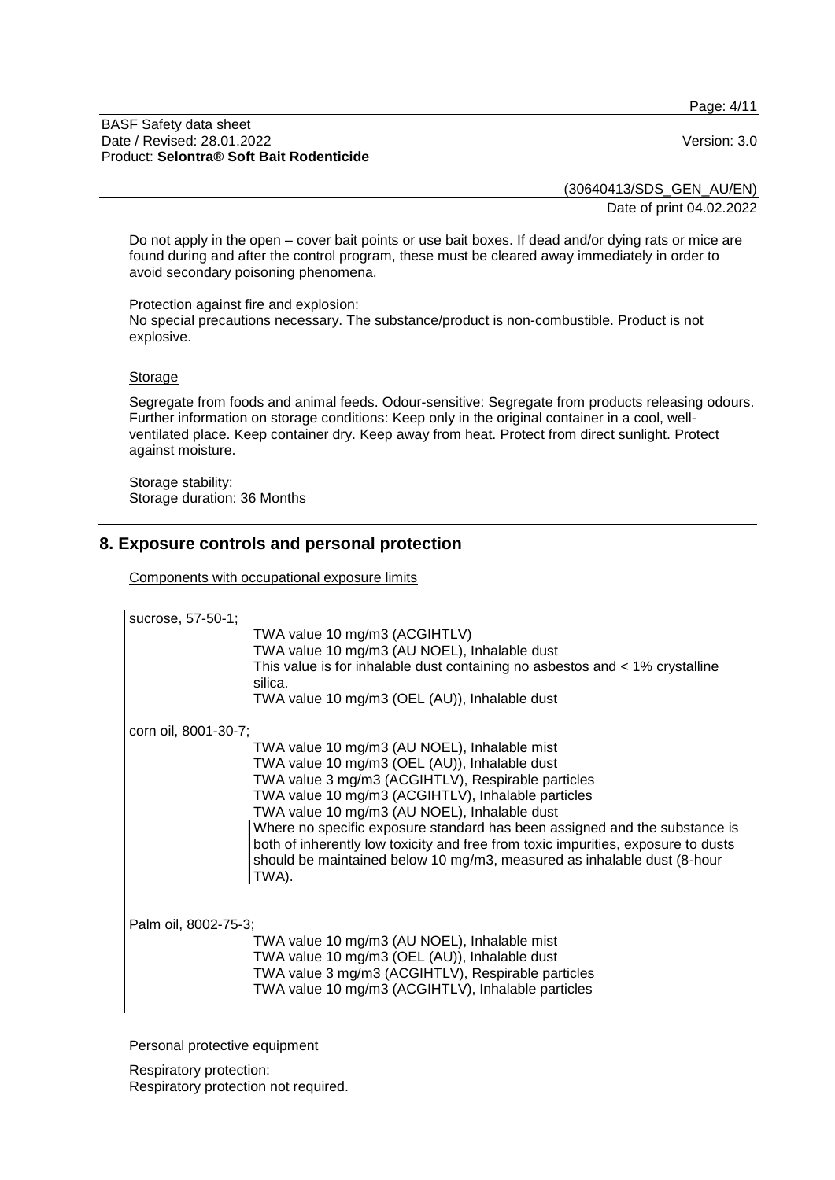Do not apply in the open – cover bait points or use bait boxes. If dead and/or dying rats or mice are found during and after the control program, these must be cleared away immediately in order to avoid secondary poisoning phenomena.

Protection against fire and explosion:
No special precautions necessary. The substance/product is non-combustible. Product is not explosive.

Storage

Segregate from foods and animal feeds. Odour-sensitive: Segregate from products releasing odours. Further information on storage conditions: Keep only in the original container in a cool, well-ventilated place. Keep container dry. Keep away from heat. Protect from direct sunlight. Protect against moisture.

Storage stability:
Storage duration: 36 Months

## 8. Exposure controls and personal protection

Components with occupational exposure limits

sucrose, 57-50-1;

TWA value 10 mg/m3 (ACGIHTLV)
TWA value 10 mg/m3 (AU NOEL), Inhalable dust
This value is for inhalable dust containing no asbestos and < 1% crystalline silica.
TWA value 10 mg/m3 (OEL (AU)), Inhalable dust

corn oil, 8001-30-7;

TWA value 10 mg/m3 (AU NOEL), Inhalable mist
TWA value 10 mg/m3 (OEL (AU)), Inhalable dust
TWA value 3 mg/m3 (ACGIHTLV), Respirable particles
TWA value 10 mg/m3 (ACGIHTLV), Inhalable particles
TWA value 10 mg/m3 (AU NOEL), Inhalable dust
Where no specific exposure standard has been assigned and the substance is both of inherently low toxicity and free from toxic impurities, exposure to dusts should be maintained below 10 mg/m3, measured as inhalable dust (8-hour TWA).

Palm oil, 8002-75-3;

TWA value 10 mg/m3 (AU NOEL), Inhalable mist
TWA value 10 mg/m3 (OEL (AU)), Inhalable dust
TWA value 3 mg/m3 (ACGIHTLV), Respirable particles
TWA value 10 mg/m3 (ACGIHTLV), Inhalable particles

Personal protective equipment

Respiratory protection:
Respiratory protection not required.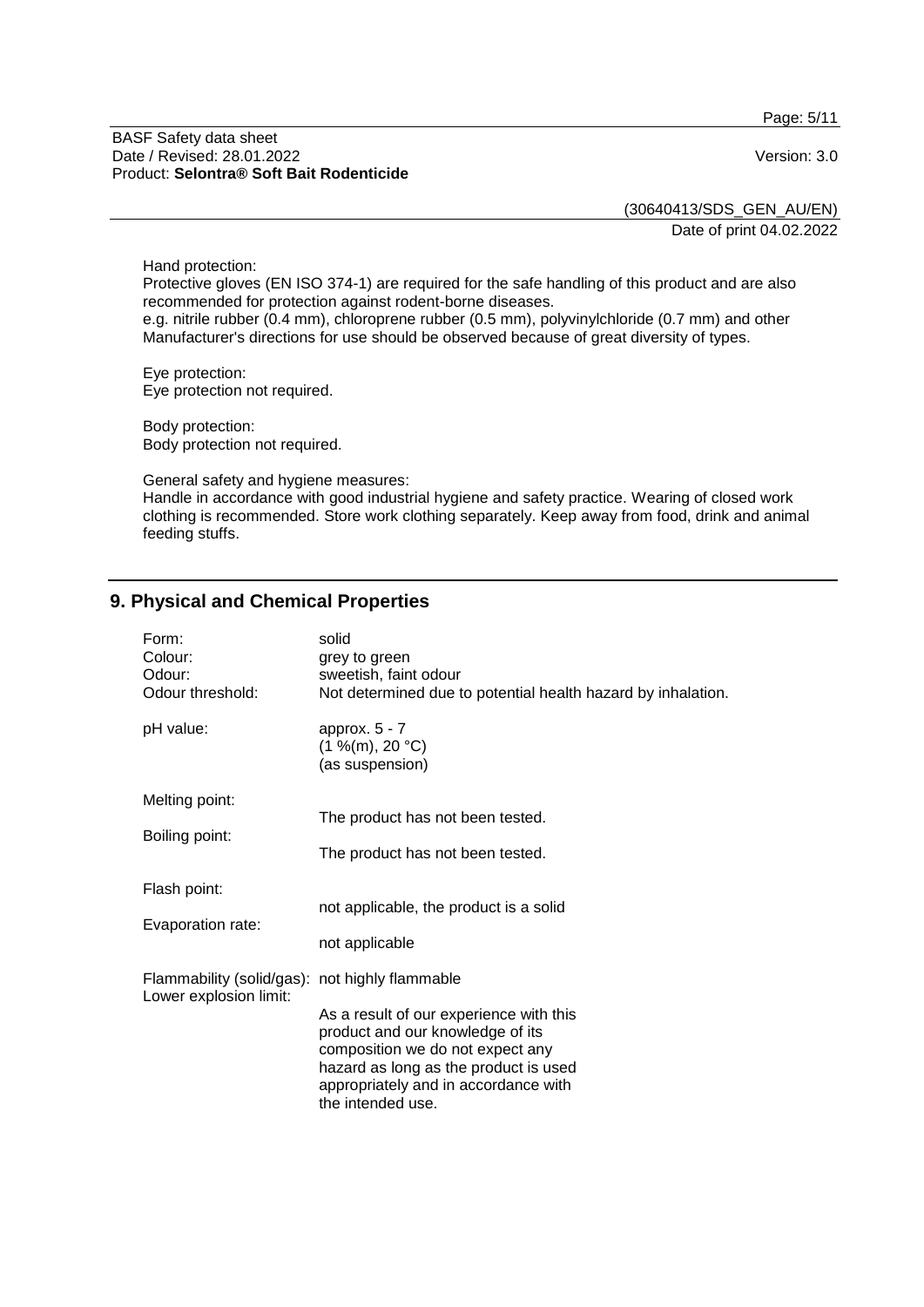Hand protection:
Protective gloves (EN ISO 374-1) are required for the safe handling of this product and are also recommended for protection against rodent-borne diseases.
e.g. nitrile rubber (0.4 mm), chloroprene rubber (0.5 mm), polyvinylchloride (0.7 mm) and other Manufacturer's directions for use should be observed because of great diversity of types.

Eye protection:
Eye protection not required.

Body protection:
Body protection not required.

General safety and hygiene measures:
Handle in accordance with good industrial hygiene and safety practice. Wearing of closed work clothing is recommended. Store work clothing separately. Keep away from food, drink and animal feeding stuffs.

## 9. Physical and Chemical Properties

| | |
|---|---|
| Form: | solid |
| Colour: | grey to green |
| Odour: | sweetish, faint odour |
| Odour threshold: | Not determined due to potential health hazard by inhalation. |
| pH value: | approx. 5 - 7<br>(1 %(m), 20 °C)<br>(as suspension) |
| Melting point: | The product has not been tested. |
| Boiling point: | The product has not been tested. |
| Flash point: | not applicable, the product is a solid |
| Evaporation rate: | not applicable |
| Flammability (solid/gas): | not highly flammable |
| Lower explosion limit: | As a result of our experience with this product and our knowledge of its composition we do not expect any hazard as long as the product is used appropriately and in accordance with the intended use. |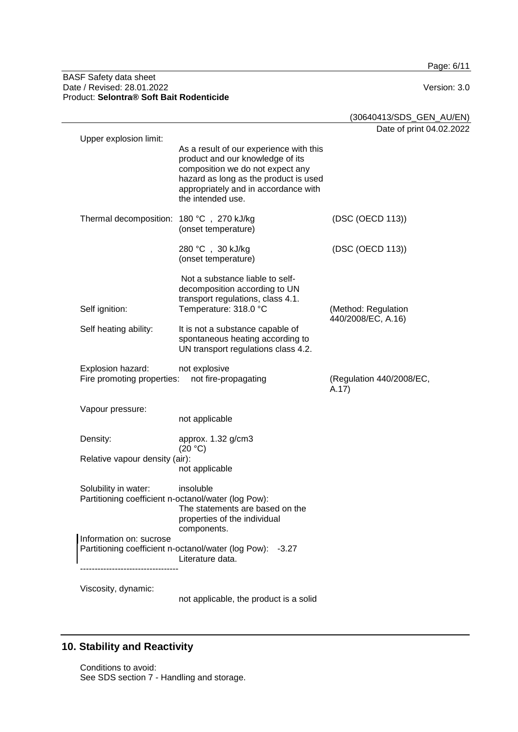Upper explosion limit:

As a result of our experience with this product and our knowledge of its composition we do not expect any hazard as long as the product is used appropriately and in accordance with the intended use.

| | | |
|---|---|---|
| Thermal decomposition: | 180 °C , 270 kJ/kg (onset temperature) | (DSC (OECD 113)) |
| | 280 °C , 30 kJ/kg (onset temperature) | (DSC (OECD 113)) |
| | Not a substance liable to self-decomposition according to UN transport regulations, class 4.1. | |
| Self ignition: | Temperature: 318.0 °C | (Method: Regulation 440/2008/EC, A.16) |
| Self heating ability: | It is not a substance capable of spontaneous heating according to UN transport regulations class 4.2. | |
| Explosion hazard: | not explosive | |
| Fire promoting properties: | not fire-propagating | (Regulation 440/2008/EC, A.17) |

Vapour pressure:
not applicable

Density: approx. 1.32 g/cm3
(20 °C)

Relative vapour density (air):
not applicable

Solubility in water: insoluble

Partitioning coefficient n-octanol/water (log Pow):
The statements are based on the properties of the individual components.

Information on: sucrose
Partitioning coefficient n-octanol/water (log Pow): -3.27
Literature data.

----------------------------------

Viscosity, dynamic:
not applicable, the product is a solid

## 10. Stability and Reactivity

Conditions to avoid:
See SDS section 7 - Handling and storage.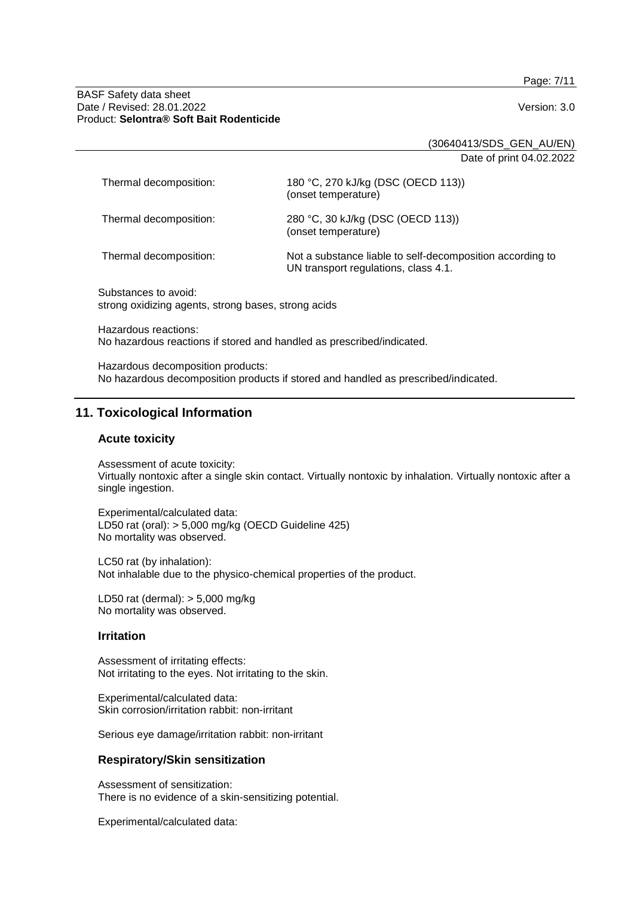| | |
|---|---|
| Thermal decomposition: | 180 °C, 270 kJ/kg (DSC (OECD 113)) (onset temperature) |
| Thermal decomposition: | 280 °C, 30 kJ/kg (DSC (OECD 113)) (onset temperature) |
| Thermal decomposition: | Not a substance liable to self-decomposition according to UN transport regulations, class 4.1. |

Substances to avoid:
strong oxidizing agents, strong bases, strong acids

Hazardous reactions:
No hazardous reactions if stored and handled as prescribed/indicated.

Hazardous decomposition products:
No hazardous decomposition products if stored and handled as prescribed/indicated.

## 11. Toxicological Information

### Acute toxicity

Assessment of acute toxicity:
Virtually nontoxic after a single skin contact. Virtually nontoxic by inhalation. Virtually nontoxic after a single ingestion.

Experimental/calculated data:
LD50 rat (oral): > 5,000 mg/kg (OECD Guideline 425)
No mortality was observed.

LC50 rat (by inhalation):
Not inhalable due to the physico-chemical properties of the product.

LD50 rat (dermal): > 5,000 mg/kg
No mortality was observed.

### Irritation

Assessment of irritating effects:
Not irritating to the eyes. Not irritating to the skin.

Experimental/calculated data:
Skin corrosion/irritation rabbit: non-irritant

Serious eye damage/irritation rabbit: non-irritant

### Respiratory/Skin sensitization

Assessment of sensitization:
There is no evidence of a skin-sensitizing potential.

Experimental/calculated data: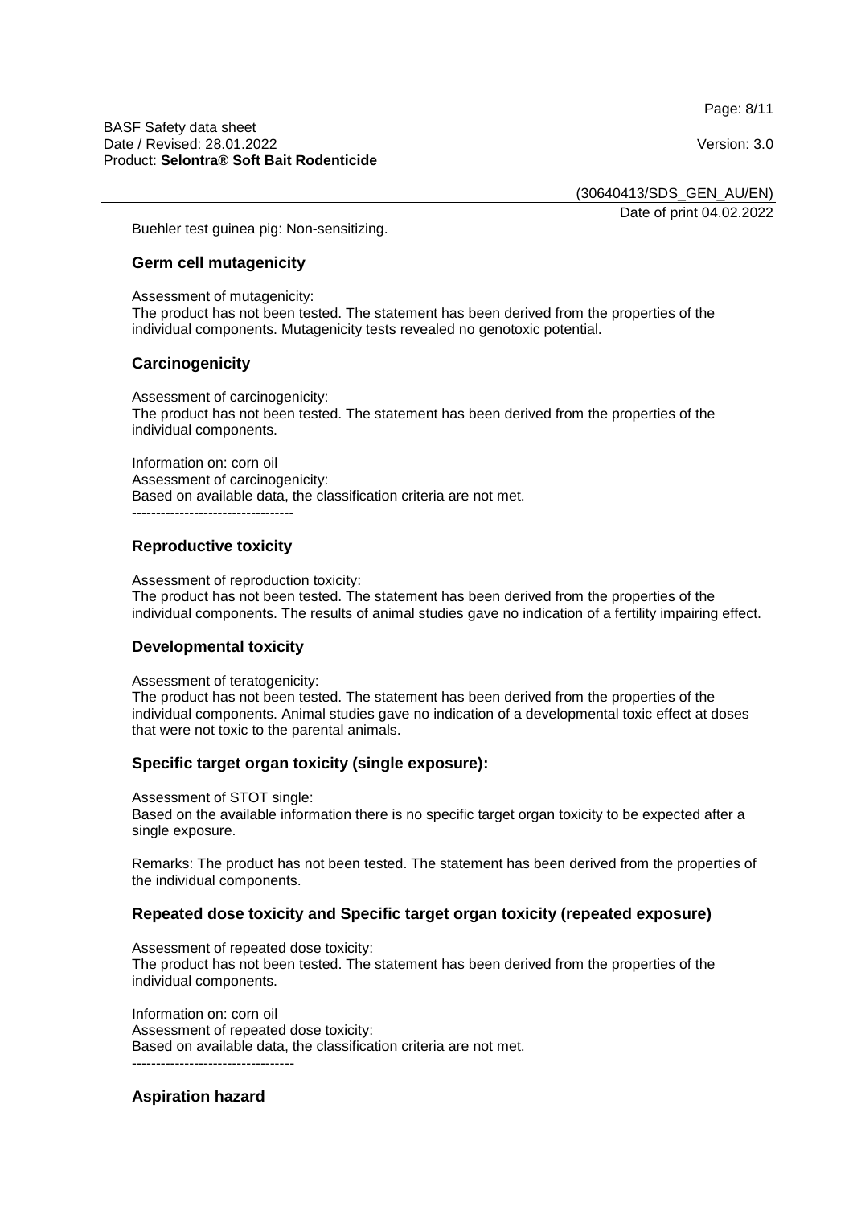Buehler test guinea pig: Non-sensitizing.

## Germ cell mutagenicity

Assessment of mutagenicity:
The product has not been tested. The statement has been derived from the properties of the individual components. Mutagenicity tests revealed no genotoxic potential.

## Carcinogenicity

Assessment of carcinogenicity:
The product has not been tested. The statement has been derived from the properties of the individual components.

Information on: corn oil
Assessment of carcinogenicity:
Based on available data, the classification criteria are not met.
----------------------------------

## Reproductive toxicity

Assessment of reproduction toxicity:
The product has not been tested. The statement has been derived from the properties of the individual components. The results of animal studies gave no indication of a fertility impairing effect.

## Developmental toxicity

Assessment of teratogenicity:
The product has not been tested. The statement has been derived from the properties of the individual components. Animal studies gave no indication of a developmental toxic effect at doses that were not toxic to the parental animals.

## Specific target organ toxicity (single exposure):

Assessment of STOT single:
Based on the available information there is no specific target organ toxicity to be expected after a single exposure.

Remarks: The product has not been tested. The statement has been derived from the properties of the individual components.

## Repeated dose toxicity and Specific target organ toxicity (repeated exposure)

Assessment of repeated dose toxicity:
The product has not been tested. The statement has been derived from the properties of the individual components.

Information on: corn oil
Assessment of repeated dose toxicity:
Based on available data, the classification criteria are not met.
----------------------------------

## Aspiration hazard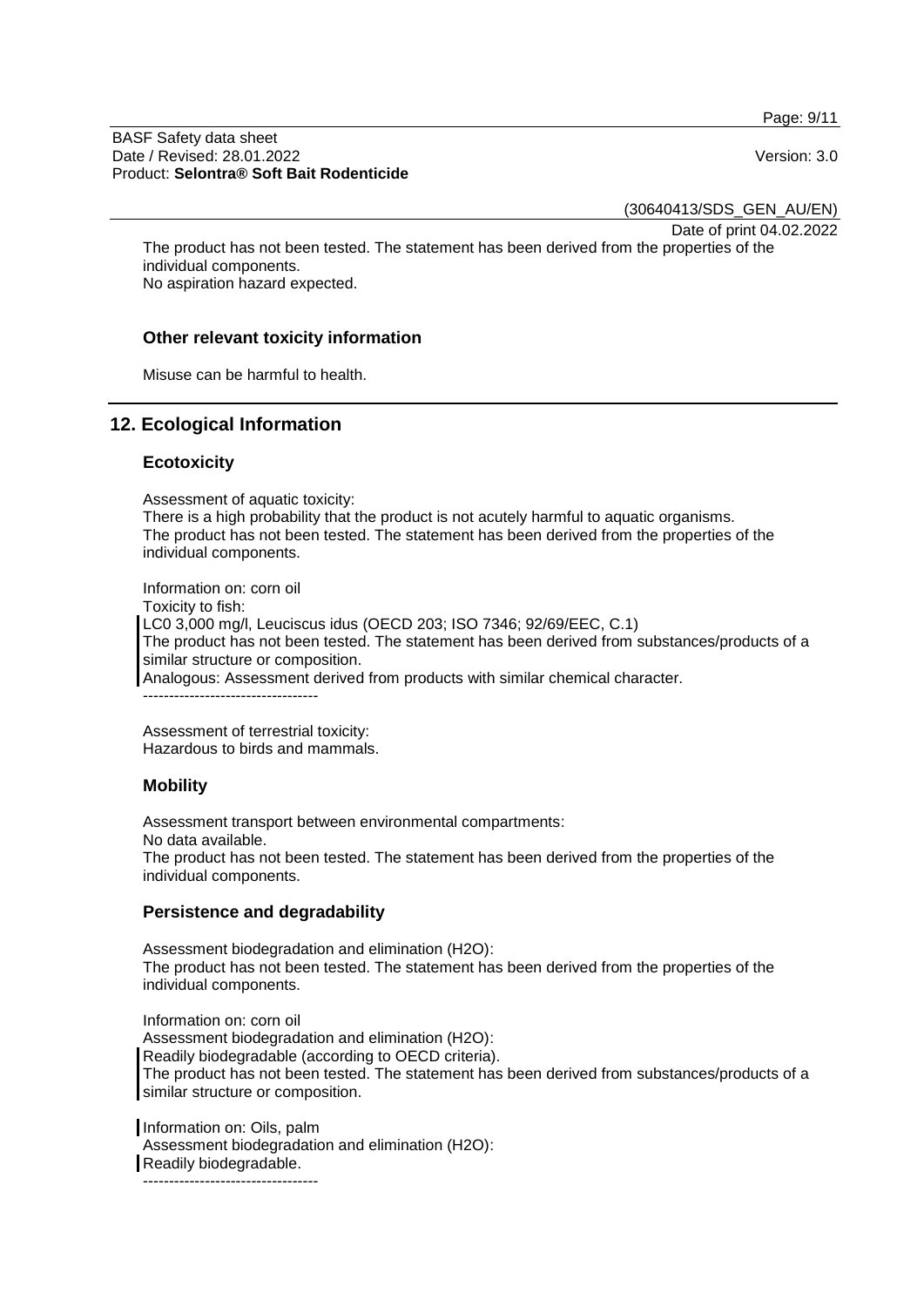The product has not been tested. The statement has been derived from the properties of the individual components.
No aspiration hazard expected.

### Other relevant toxicity information

Misuse can be harmful to health.

## 12. Ecological Information

### Ecotoxicity

Assessment of aquatic toxicity:
There is a high probability that the product is not acutely harmful to aquatic organisms.
The product has not been tested. The statement has been derived from the properties of the individual components.

Information on: corn oil
Toxicity to fish:
LC0 3,000 mg/l, Leuciscus idus (OECD 203; ISO 7346; 92/69/EEC, C.1)
The product has not been tested. The statement has been derived from substances/products of a similar structure or composition.
Analogous: Assessment derived from products with similar chemical character.

----------------------------------

Assessment of terrestrial toxicity:
Hazardous to birds and mammals.

### Mobility

Assessment transport between environmental compartments:
No data available.
The product has not been tested. The statement has been derived from the properties of the individual components.

### Persistence and degradability

Assessment biodegradation and elimination ($H_2O$):
The product has not been tested. The statement has been derived from the properties of the individual components.

Information on: corn oil
Assessment biodegradation and elimination ($H_2O$):
Readily biodegradable (according to OECD criteria).
The product has not been tested. The statement has been derived from substances/products of a similar structure or composition.

Information on: Oils, palm
Assessment biodegradation and elimination ($H_2O$):
Readily biodegradable.

----------------------------------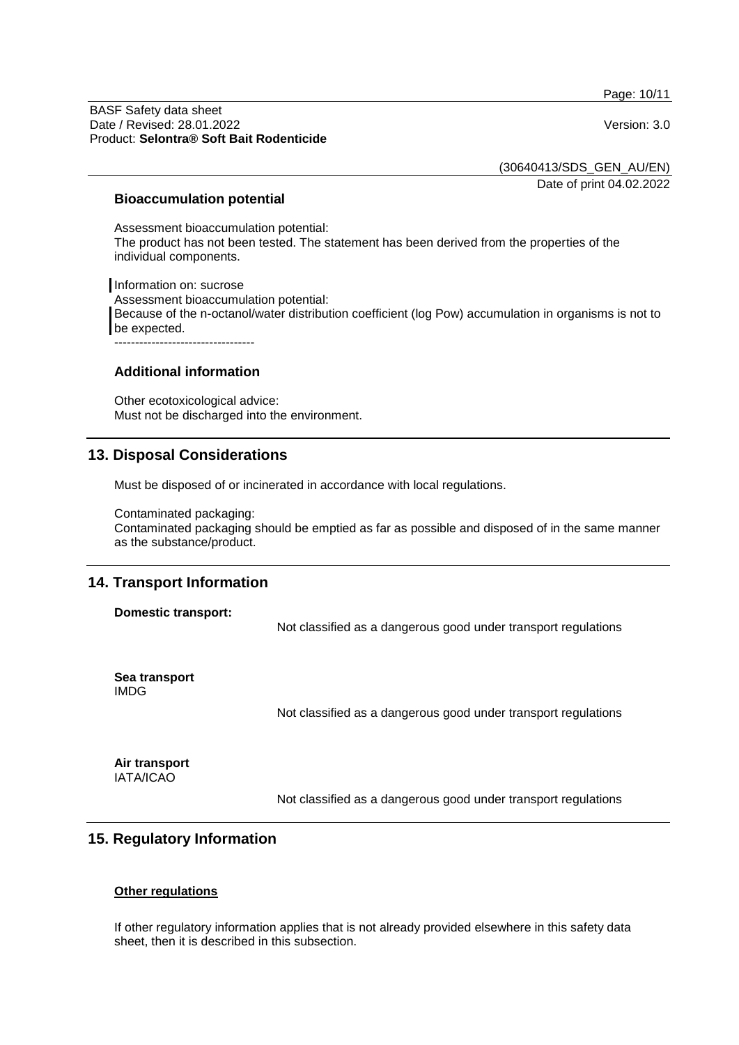### Bioaccumulation potential

Assessment bioaccumulation potential:
The product has not been tested. The statement has been derived from the properties of the individual components.

Information on: sucrose
Assessment bioaccumulation potential:
Because of the n-octanol/water distribution coefficient (log Pow) accumulation in organisms is not to be expected.
----------------------------------

### Additional information

Other ecotoxicological advice:
Must not be discharged into the environment.

## 13. Disposal Considerations

Must be disposed of or incinerated in accordance with local regulations.

Contaminated packaging:
Contaminated packaging should be emptied as far as possible and disposed of in the same manner as the substance/product.

## 14. Transport Information

**Domestic transport:**

Not classified as a dangerous good under transport regulations

**Sea transport**
IMDG

Not classified as a dangerous good under transport regulations

**Air transport**
IATA/ICAO

Not classified as a dangerous good under transport regulations

## 15. Regulatory Information

**Other regulations**

If other regulatory information applies that is not already provided elsewhere in this safety data sheet, then it is described in this subsection.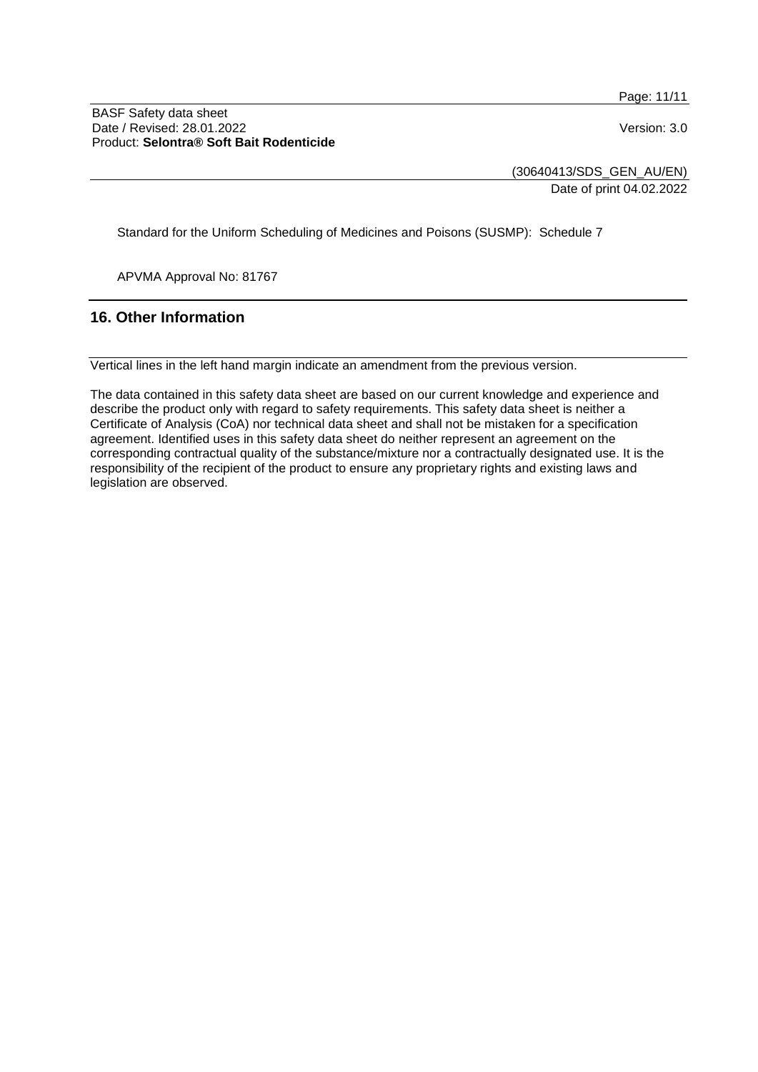Standard for the Uniform Scheduling of Medicines and Poisons (SUSMP): Schedule 7

APVMA Approval No: 81767

## 16. Other Information

Vertical lines in the left hand margin indicate an amendment from the previous version.

The data contained in this safety data sheet are based on our current knowledge and experience and describe the product only with regard to safety requirements. This safety data sheet is neither a Certificate of Analysis (CoA) nor technical data sheet and shall not be mistaken for a specification agreement. Identified uses in this safety data sheet do neither represent an agreement on the corresponding contractual quality of the substance/mixture nor a contractually designated use. It is the responsibility of the recipient of the product to ensure any proprietary rights and existing laws and legislation are observed.